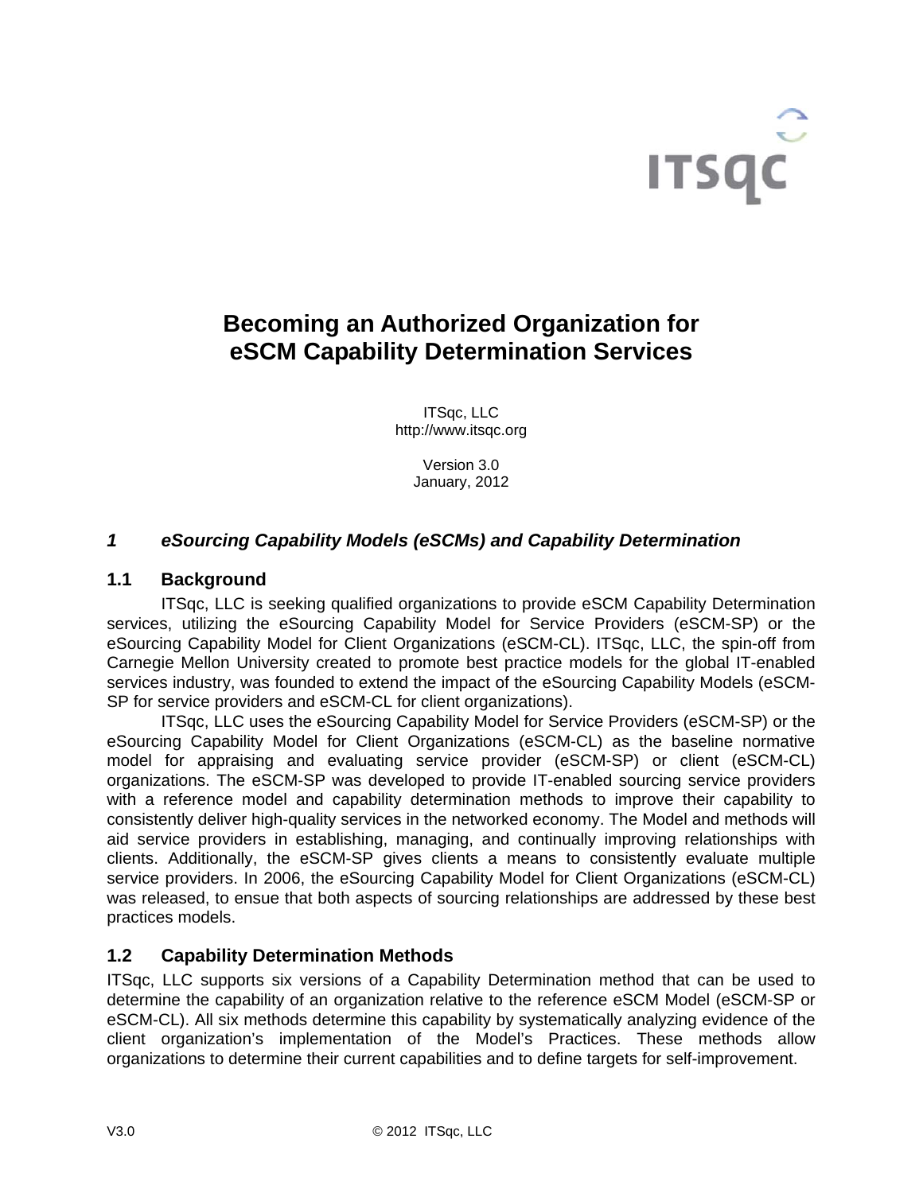# Becoming an Authorized Organization for eSCM Capability Determination Services

ITSqc, LLC
http://www.itsqc.org

Version 3.0
January, 2012

## *1 eSourcing Capability Models (eSCMs) and Capability Determination*

### 1.1 Background

ITSqc, LLC is seeking qualified organizations to provide eSCM Capability Determination services, utilizing the eSourcing Capability Model for Service Providers (eSCM-SP) or the eSourcing Capability Model for Client Organizations (eSCM-CL). ITSqc, LLC, the spin-off from Carnegie Mellon University created to promote best practice models for the global IT-enabled services industry, was founded to extend the impact of the eSourcing Capability Models (eSCM-SP for service providers and eSCM-CL for client organizations).

ITSqc, LLC uses the eSourcing Capability Model for Service Providers (eSCM-SP) or the eSourcing Capability Model for Client Organizations (eSCM-CL) as the baseline normative model for appraising and evaluating service provider (eSCM-SP) or client (eSCM-CL) organizations. The eSCM-SP was developed to provide IT-enabled sourcing service providers with a reference model and capability determination methods to improve their capability to consistently deliver high-quality services in the networked economy. The Model and methods will aid service providers in establishing, managing, and continually improving relationships with clients. Additionally, the eSCM-SP gives clients a means to consistently evaluate multiple service providers. In 2006, the eSourcing Capability Model for Client Organizations (eSCM-CL) was released, to ensue that both aspects of sourcing relationships are addressed by these best practices models.

### 1.2 Capability Determination Methods

ITSqc, LLC supports six versions of a Capability Determination method that can be used to determine the capability of an organization relative to the reference eSCM Model (eSCM-SP or eSCM-CL). All six methods determine this capability by systematically analyzing evidence of the client organization's implementation of the Model's Practices. These methods allow organizations to determine their current capabilities and to define targets for self-improvement.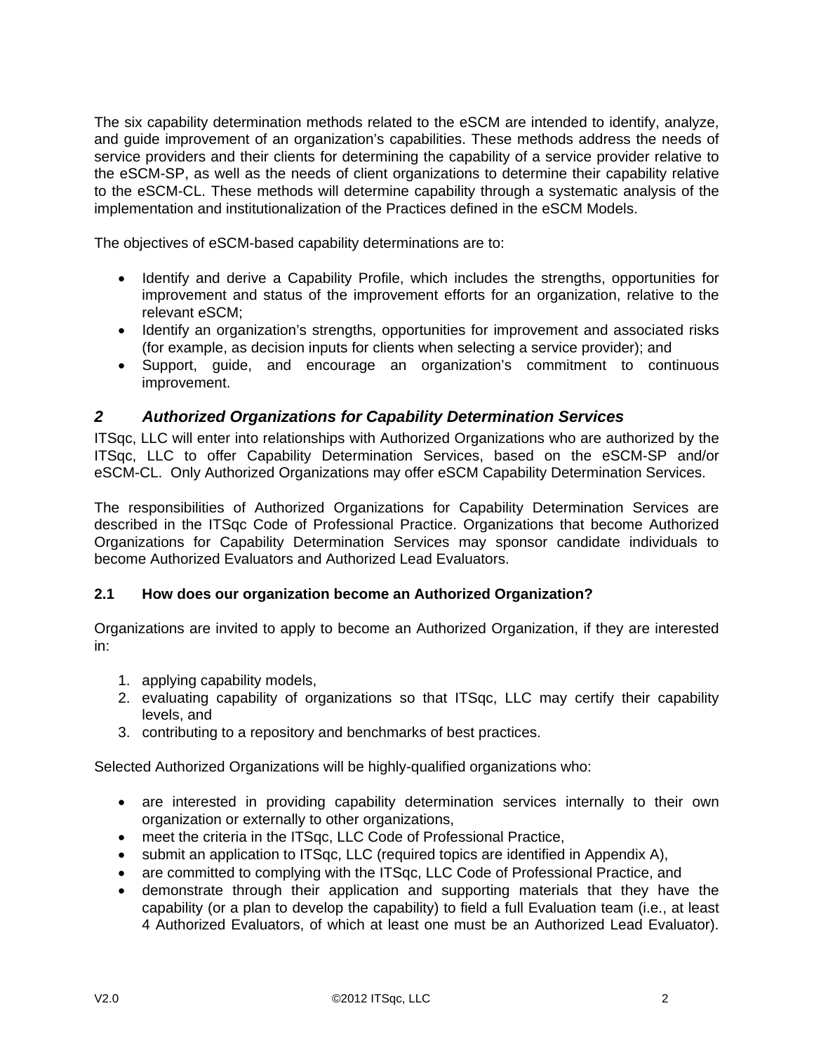The six capability determination methods related to the eSCM are intended to identify, analyze, and guide improvement of an organization's capabilities. These methods address the needs of service providers and their clients for determining the capability of a service provider relative to the eSCM-SP, as well as the needs of client organizations to determine their capability relative to the eSCM-CL. These methods will determine capability through a systematic analysis of the implementation and institutionalization of the Practices defined in the eSCM Models.

The objectives of eSCM-based capability determinations are to:

- Identify and derive a Capability Profile, which includes the strengths, opportunities for improvement and status of the improvement efforts for an organization, relative to the relevant eSCM;
- Identify an organization's strengths, opportunities for improvement and associated risks (for example, as decision inputs for clients when selecting a service provider); and
- Support, guide, and encourage an organization's commitment to continuous improvement.

## *2 Authorized Organizations for Capability Determination Services*

ITSqc, LLC will enter into relationships with Authorized Organizations who are authorized by the ITSqc, LLC to offer Capability Determination Services, based on the eSCM-SP and/or eSCM-CL. Only Authorized Organizations may offer eSCM Capability Determination Services.

The responsibilities of Authorized Organizations for Capability Determination Services are described in the ITSqc Code of Professional Practice. Organizations that become Authorized Organizations for Capability Determination Services may sponsor candidate individuals to become Authorized Evaluators and Authorized Lead Evaluators.

### 2.1 How does our organization become an Authorized Organization?

Organizations are invited to apply to become an Authorized Organization, if they are interested in:

1. applying capability models,
2. evaluating capability of organizations so that ITSqc, LLC may certify their capability levels, and
3. contributing to a repository and benchmarks of best practices.

Selected Authorized Organizations will be highly-qualified organizations who:

- are interested in providing capability determination services internally to their own organization or externally to other organizations,
- meet the criteria in the ITSqc, LLC Code of Professional Practice,
- submit an application to ITSqc, LLC (required topics are identified in Appendix A),
- are committed to complying with the ITSqc, LLC Code of Professional Practice, and
- demonstrate through their application and supporting materials that they have the capability (or a plan to develop the capability) to field a full Evaluation team (i.e., at least 4 Authorized Evaluators, of which at least one must be an Authorized Lead Evaluator).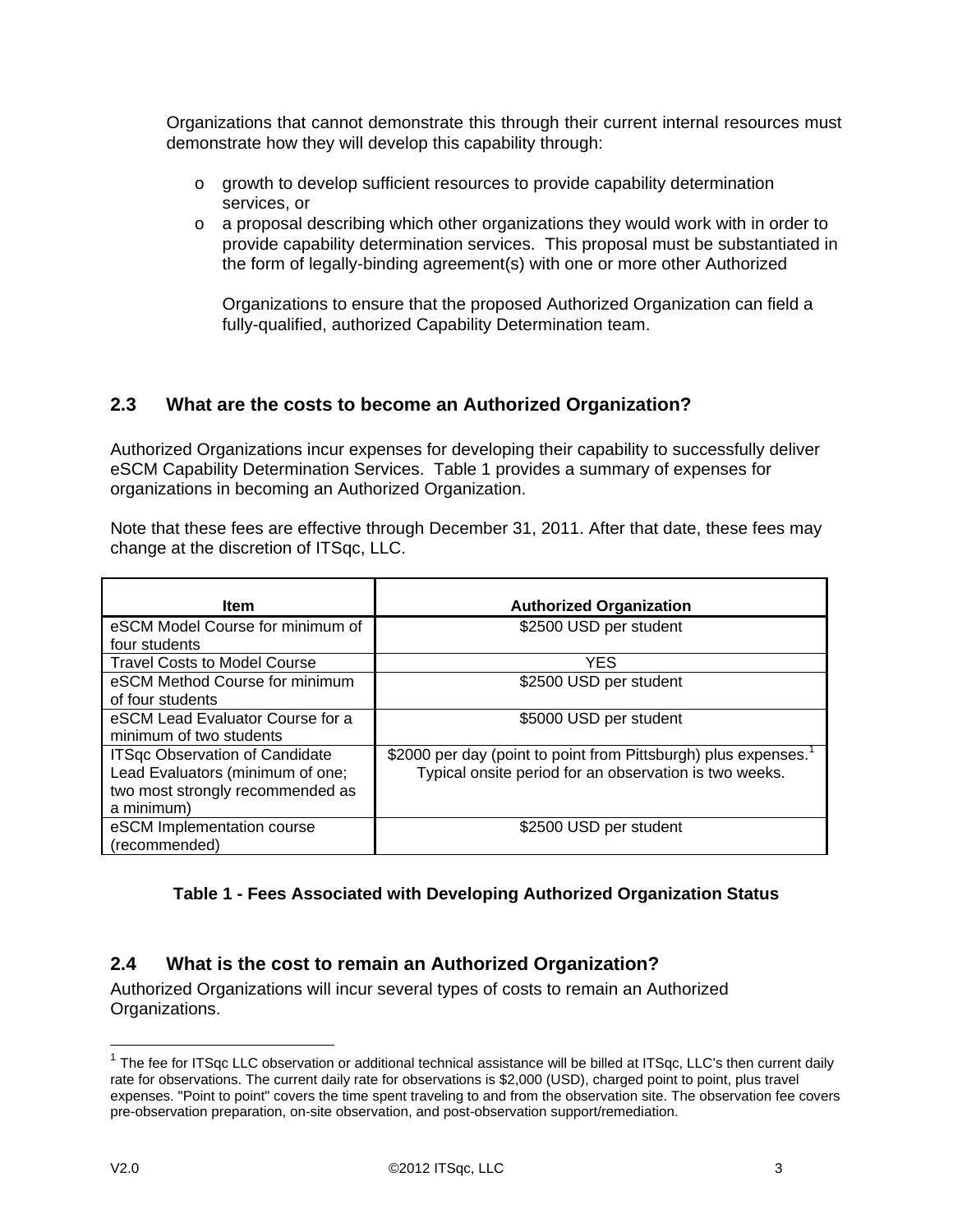Organizations that cannot demonstrate this through their current internal resources must demonstrate how they will develop this capability through:

- growth to develop sufficient resources to provide capability determination services, or
- a proposal describing which other organizations they would work with in order to provide capability determination services. This proposal must be substantiated in the form of legally-binding agreement(s) with one or more other Authorized

  Organizations to ensure that the proposed Authorized Organization can field a fully-qualified, authorized Capability Determination team.

## 2.3 What are the costs to become an Authorized Organization?

Authorized Organizations incur expenses for developing their capability to successfully deliver eSCM Capability Determination Services. Table 1 provides a summary of expenses for organizations in becoming an Authorized Organization.

Note that these fees are effective through December 31, 2011. After that date, these fees may change at the discretion of ITSqc, LLC.

| Item | Authorized Organization |
|---|---|
| eSCM Model Course for minimum of four students | $2500 USD per student |
| Travel Costs to Model Course | YES |
| eSCM Method Course for minimum of four students | $2500 USD per student |
| eSCM Lead Evaluator Course for a minimum of two students | $5000 USD per student |
| ITSqc Observation of Candidate Lead Evaluators (minimum of one; two most strongly recommended as a minimum) | $2000 per day (point to point from Pittsburgh) plus expenses.[1] Typical onsite period for an observation is two weeks. |
| eSCM Implementation course (recommended) | $2500 USD per student |

**Table 1 - Fees Associated with Developing Authorized Organization Status**

## 2.4 What is the cost to remain an Authorized Organization?

Authorized Organizations will incur several types of costs to remain an Authorized Organizations.

[1] The fee for ITSqc LLC observation or additional technical assistance will be billed at ITSqc, LLC's then current daily rate for observations. The current daily rate for observations is $2,000 (USD), charged point to point, plus travel expenses. "Point to point" covers the time spent traveling to and from the observation site. The observation fee covers pre-observation preparation, on-site observation, and post-observation support/remediation.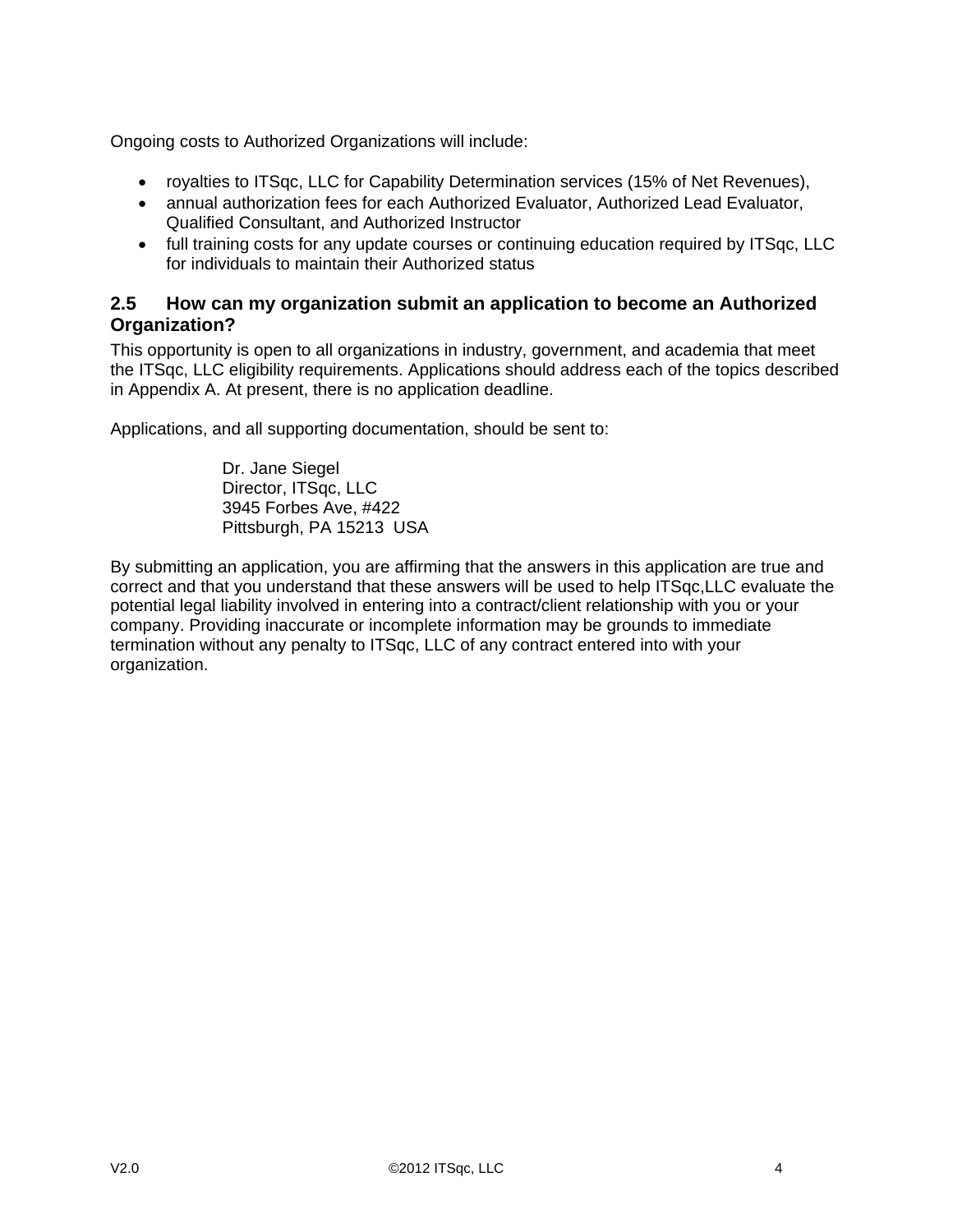Ongoing costs to Authorized Organizations will include:

- royalties to ITSqc, LLC for Capability Determination services (15% of Net Revenues),
- annual authorization fees for each Authorized Evaluator, Authorized Lead Evaluator, Qualified Consultant, and Authorized Instructor
- full training costs for any update courses or continuing education required by ITSqc, LLC for individuals to maintain their Authorized status

### 2.5 How can my organization submit an application to become an Authorized Organization?

This opportunity is open to all organizations in industry, government, and academia that meet the ITSqc, LLC eligibility requirements. Applications should address each of the topics described in Appendix A. At present, there is no application deadline.

Applications, and all supporting documentation, should be sent to:

> Dr. Jane Siegel
> Director, ITSqc, LLC
> 3945 Forbes Ave, #422
> Pittsburgh, PA 15213 USA

By submitting an application, you are affirming that the answers in this application are true and correct and that you understand that these answers will be used to help ITSqc,LLC evaluate the potential legal liability involved in entering into a contract/client relationship with you or your company. Providing inaccurate or incomplete information may be grounds to immediate termination without any penalty to ITSqc, LLC of any contract entered into with your organization.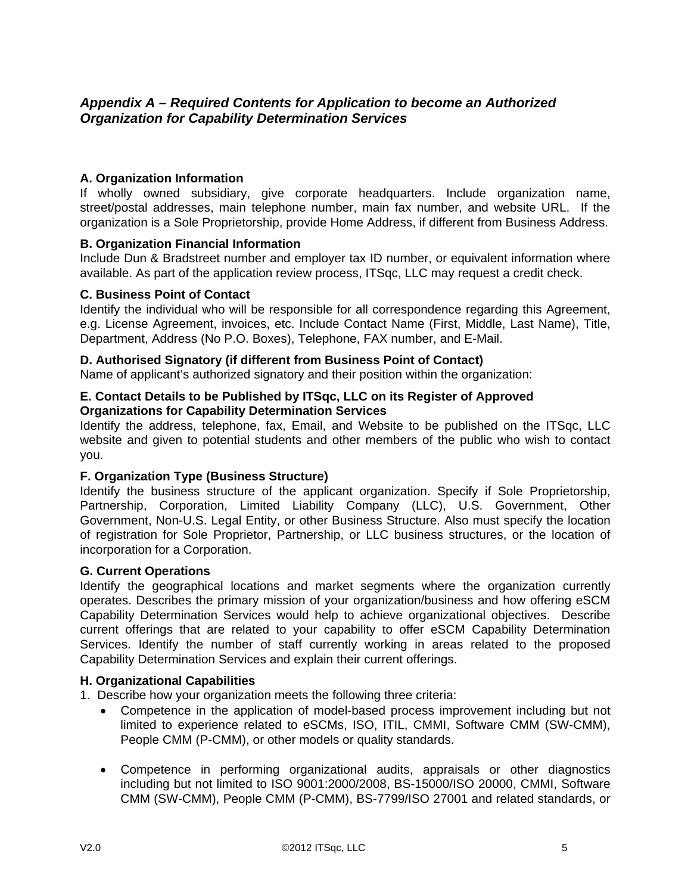## *Appendix A – Required Contents for Application to become an Authorized Organization for Capability Determination Services*

**A. Organization Information**

If wholly owned subsidiary, give corporate headquarters. Include organization name, street/postal addresses, main telephone number, main fax number, and website URL. If the organization is a Sole Proprietorship, provide Home Address, if different from Business Address.

**B. Organization Financial Information**

Include Dun & Bradstreet number and employer tax ID number, or equivalent information where available. As part of the application review process, ITSqc, LLC may request a credit check.

**C. Business Point of Contact**

Identify the individual who will be responsible for all correspondence regarding this Agreement, e.g. License Agreement, invoices, etc. Include Contact Name (First, Middle, Last Name), Title, Department, Address (No P.O. Boxes), Telephone, FAX number, and E-Mail.

**D. Authorised Signatory (if different from Business Point of Contact)**

Name of applicant's authorized signatory and their position within the organization:

**E. Contact Details to be Published by ITSqc, LLC on its Register of Approved Organizations for Capability Determination Services**

Identify the address, telephone, fax, Email, and Website to be published on the ITSqc, LLC website and given to potential students and other members of the public who wish to contact you.

**F. Organization Type (Business Structure)**

Identify the business structure of the applicant organization. Specify if Sole Proprietorship, Partnership, Corporation, Limited Liability Company (LLC), U.S. Government, Other Government, Non-U.S. Legal Entity, or other Business Structure. Also must specify the location of registration for Sole Proprietor, Partnership, or LLC business structures, or the location of incorporation for a Corporation.

**G. Current Operations**

Identify the geographical locations and market segments where the organization currently operates. Describes the primary mission of your organization/business and how offering eSCM Capability Determination Services would help to achieve organizational objectives. Describe current offerings that are related to your capability to offer eSCM Capability Determination Services. Identify the number of staff currently working in areas related to the proposed Capability Determination Services and explain their current offerings.

**H. Organizational Capabilities**

1. Describe how your organization meets the following three criteria:
   - Competence in the application of model-based process improvement including but not limited to experience related to eSCMs, ISO, ITIL, CMMI, Software CMM (SW-CMM), People CMM (P-CMM), or other models or quality standards.

   - Competence in performing organizational audits, appraisals or other diagnostics including but not limited to ISO 9001:2000/2008, BS-15000/ISO 20000, CMMI, Software CMM (SW-CMM), People CMM (P-CMM), BS-7799/ISO 27001 and related standards, or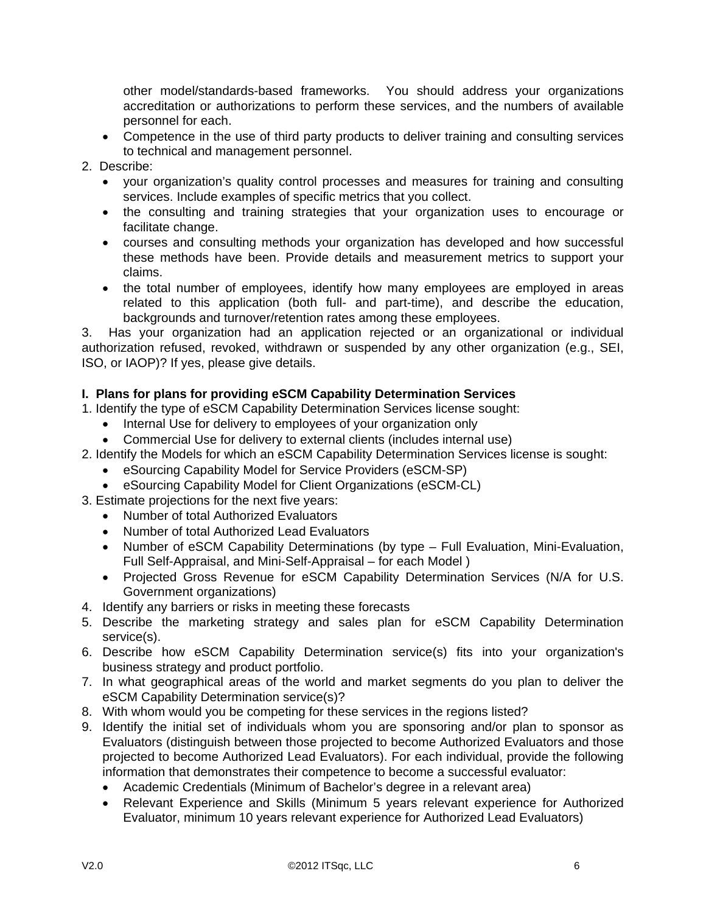other model/standards-based frameworks. You should address your organizations accreditation or authorizations to perform these services, and the numbers of available personnel for each.

- Competence in the use of third party products to deliver training and consulting services to technical and management personnel.

2. Describe:
   - your organization's quality control processes and measures for training and consulting services. Include examples of specific metrics that you collect.
   - the consulting and training strategies that your organization uses to encourage or facilitate change.
   - courses and consulting methods your organization has developed and how successful these methods have been. Provide details and measurement metrics to support your claims.
   - the total number of employees, identify how many employees are employed in areas related to this application (both full- and part-time), and describe the education, backgrounds and turnover/retention rates among these employees.

3. Has your organization had an application rejected or an organizational or individual authorization refused, revoked, withdrawn or suspended by any other organization (e.g., SEI, ISO, or IAOP)? If yes, please give details.

**I. Plans for plans for providing eSCM Capability Determination Services**

1. Identify the type of eSCM Capability Determination Services license sought:
   - Internal Use for delivery to employees of your organization only
   - Commercial Use for delivery to external clients (includes internal use)
2. Identify the Models for which an eSCM Capability Determination Services license is sought:
   - eSourcing Capability Model for Service Providers (eSCM-SP)
   - eSourcing Capability Model for Client Organizations (eSCM-CL)
3. Estimate projections for the next five years:
   - Number of total Authorized Evaluators
   - Number of total Authorized Lead Evaluators
   - Number of eSCM Capability Determinations (by type – Full Evaluation, Mini-Evaluation, Full Self-Appraisal, and Mini-Self-Appraisal – for each Model )
   - Projected Gross Revenue for eSCM Capability Determination Services (N/A for U.S. Government organizations)
4. Identify any barriers or risks in meeting these forecasts
5. Describe the marketing strategy and sales plan for eSCM Capability Determination service(s).
6. Describe how eSCM Capability Determination service(s) fits into your organization's business strategy and product portfolio.
7. In what geographical areas of the world and market segments do you plan to deliver the eSCM Capability Determination service(s)?
8. With whom would you be competing for these services in the regions listed?
9. Identify the initial set of individuals whom you are sponsoring and/or plan to sponsor as Evaluators (distinguish between those projected to become Authorized Evaluators and those projected to become Authorized Lead Evaluators). For each individual, provide the following information that demonstrates their competence to become a successful evaluator:
   - Academic Credentials (Minimum of Bachelor's degree in a relevant area)
   - Relevant Experience and Skills (Minimum 5 years relevant experience for Authorized Evaluator, minimum 10 years relevant experience for Authorized Lead Evaluators)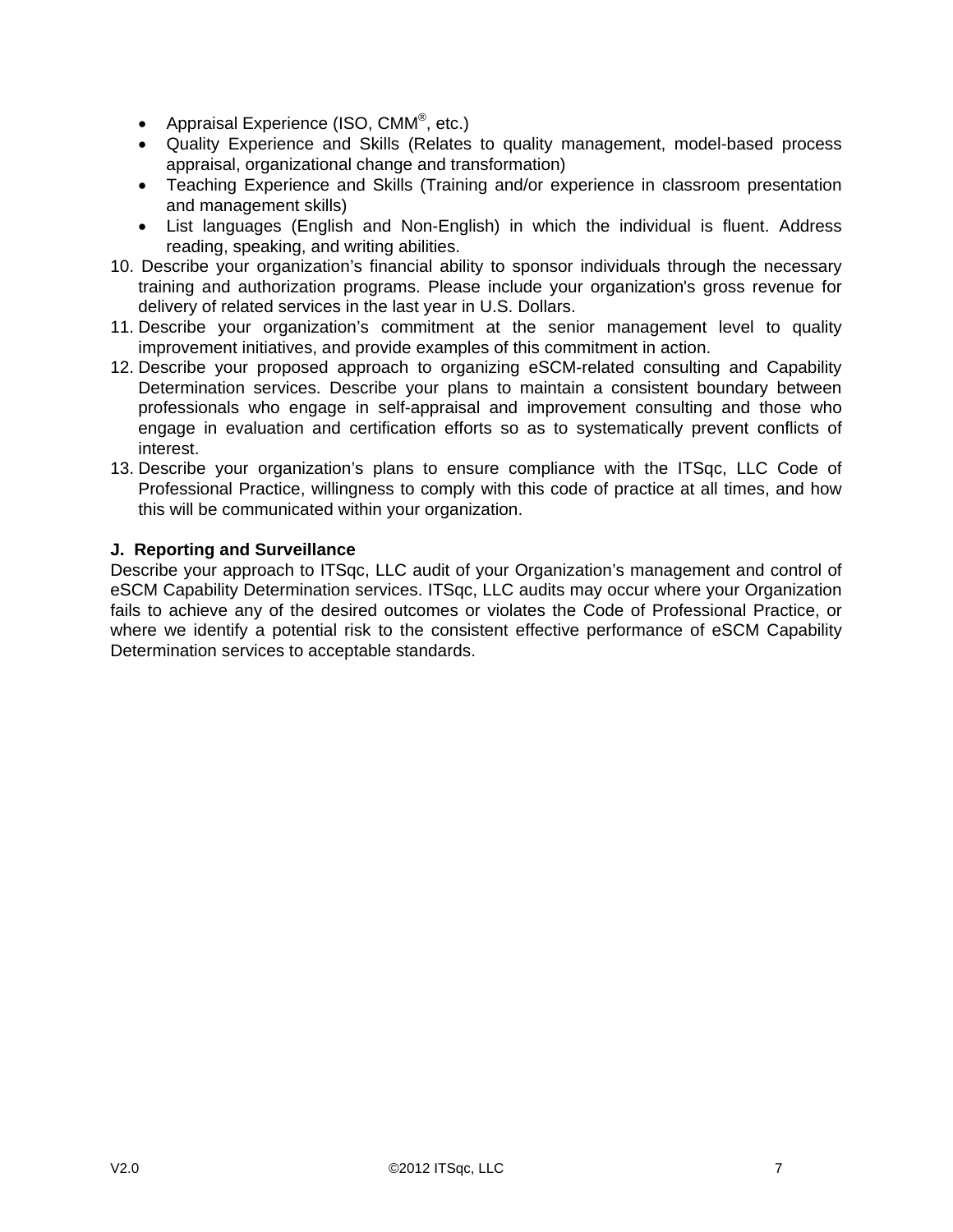- Appraisal Experience (ISO, CMM®, etc.)
- Quality Experience and Skills (Relates to quality management, model-based process appraisal, organizational change and transformation)
- Teaching Experience and Skills (Training and/or experience in classroom presentation and management skills)
- List languages (English and Non-English) in which the individual is fluent. Address reading, speaking, and writing abilities.

10. Describe your organization's financial ability to sponsor individuals through the necessary training and authorization programs. Please include your organization's gross revenue for delivery of related services in the last year in U.S. Dollars.
11. Describe your organization's commitment at the senior management level to quality improvement initiatives, and provide examples of this commitment in action.
12. Describe your proposed approach to organizing eSCM-related consulting and Capability Determination services. Describe your plans to maintain a consistent boundary between professionals who engage in self-appraisal and improvement consulting and those who engage in evaluation and certification efforts so as to systematically prevent conflicts of interest.
13. Describe your organization's plans to ensure compliance with the ITSqc, LLC Code of Professional Practice, willingness to comply with this code of practice at all times, and how this will be communicated within your organization.

**J. Reporting and Surveillance**

Describe your approach to ITSqc, LLC audit of your Organization's management and control of eSCM Capability Determination services. ITSqc, LLC audits may occur where your Organization fails to achieve any of the desired outcomes or violates the Code of Professional Practice, or where we identify a potential risk to the consistent effective performance of eSCM Capability Determination services to acceptable standards.